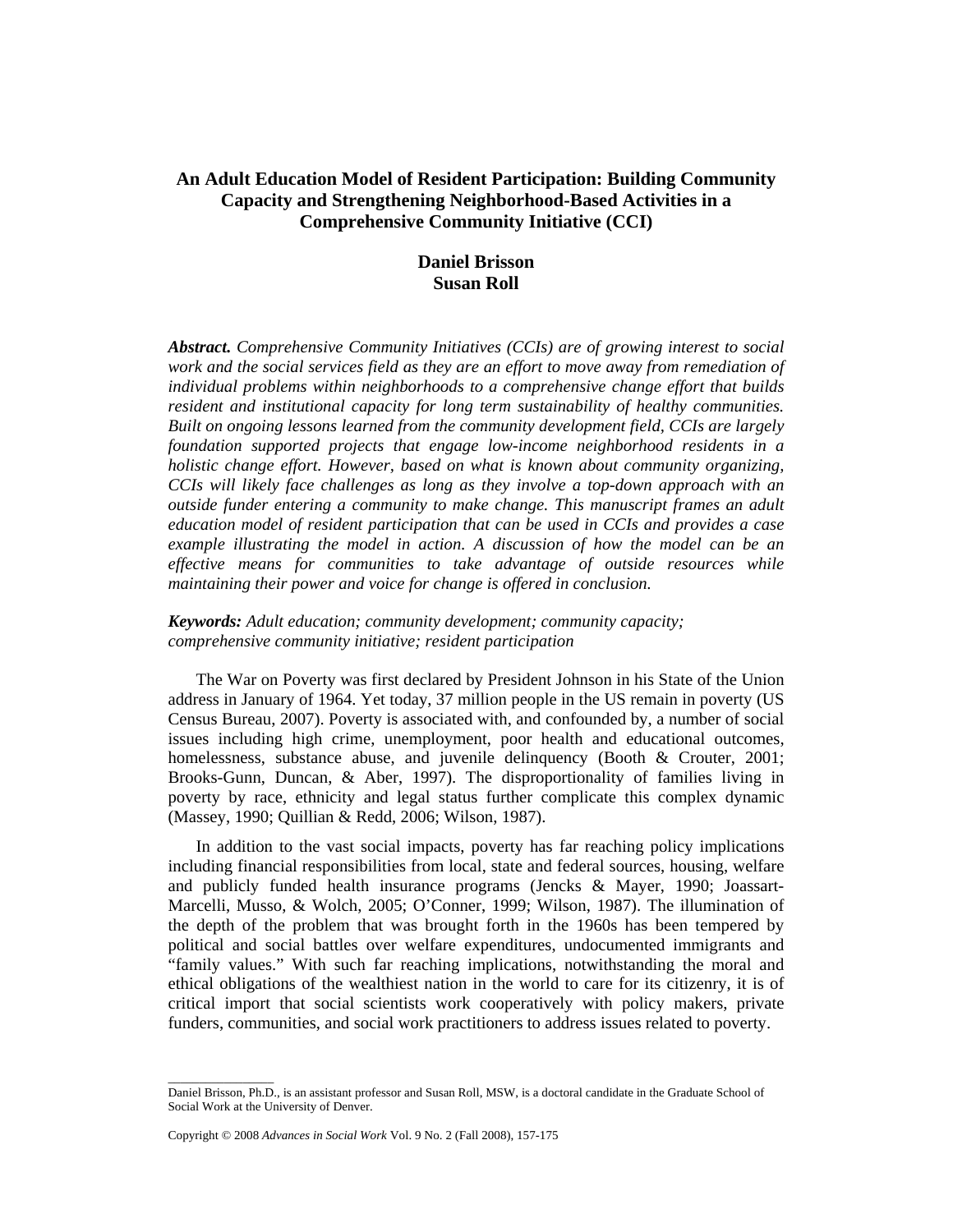# An Adult Education Model of Resident Participation: Building Community Capacity and Strengthening Neighborhood-Based Activities in a Comprehensive Community Initiative (CCI)

**Daniel Brisson**
**Susan Roll**

***Abstract.*** *Comprehensive Community Initiatives (CCIs) are of growing interest to social work and the social services field as they are an effort to move away from remediation of individual problems within neighborhoods to a comprehensive change effort that builds resident and institutional capacity for long term sustainability of healthy communities. Built on ongoing lessons learned from the community development field, CCIs are largely foundation supported projects that engage low-income neighborhood residents in a holistic change effort. However, based on what is known about community organizing, CCIs will likely face challenges as long as they involve a top-down approach with an outside funder entering a community to make change. This manuscript frames an adult education model of resident participation that can be used in CCIs and provides a case example illustrating the model in action. A discussion of how the model can be an effective means for communities to take advantage of outside resources while maintaining their power and voice for change is offered in conclusion.*

***Keywords:*** *Adult education; community development; community capacity; comprehensive community initiative; resident participation*

The War on Poverty was first declared by President Johnson in his State of the Union address in January of 1964. Yet today, 37 million people in the US remain in poverty (US Census Bureau, 2007). Poverty is associated with, and confounded by, a number of social issues including high crime, unemployment, poor health and educational outcomes, homelessness, substance abuse, and juvenile delinquency (Booth & Crouter, 2001; Brooks-Gunn, Duncan, & Aber, 1997). The disproportionality of families living in poverty by race, ethnicity and legal status further complicate this complex dynamic (Massey, 1990; Quillian & Redd, 2006; Wilson, 1987).

In addition to the vast social impacts, poverty has far reaching policy implications including financial responsibilities from local, state and federal sources, housing, welfare and publicly funded health insurance programs (Jencks & Mayer, 1990; Joassart-Marcelli, Musso, & Wolch, 2005; O'Conner, 1999; Wilson, 1987). The illumination of the depth of the problem that was brought forth in the 1960s has been tempered by political and social battles over welfare expenditures, undocumented immigrants and "family values." With such far reaching implications, notwithstanding the moral and ethical obligations of the wealthiest nation in the world to care for its citizenry, it is of critical import that social scientists work cooperatively with policy makers, private funders, communities, and social work practitioners to address issues related to poverty.

---

Daniel Brisson, Ph.D., is an assistant professor and Susan Roll, MSW, is a doctoral candidate in the Graduate School of Social Work at the University of Denver.

Copyright © 2008 *Advances in Social Work* Vol. 9 No. 2 (Fall 2008), 157-175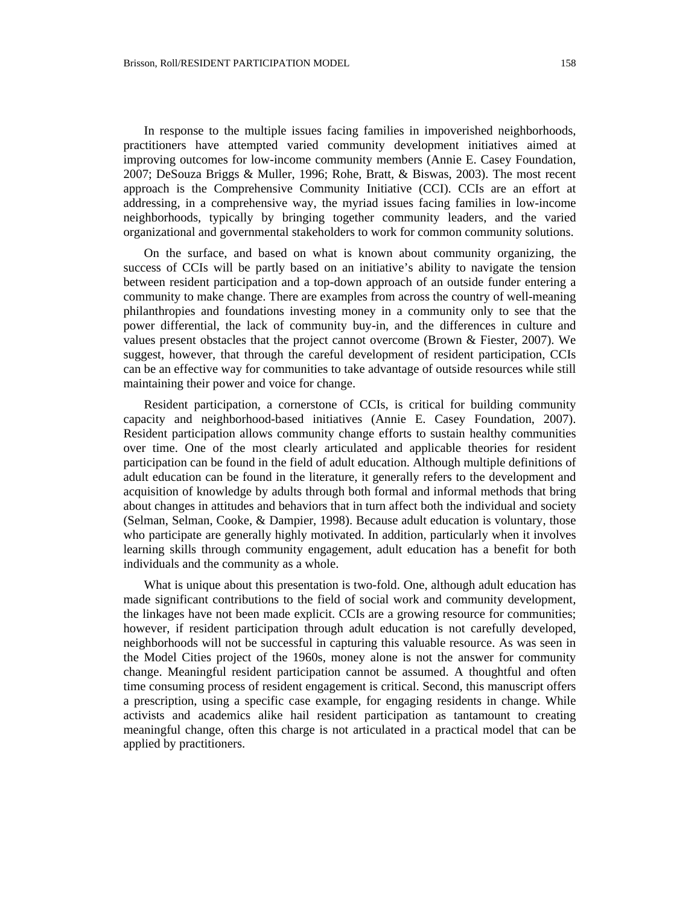In response to the multiple issues facing families in impoverished neighborhoods, practitioners have attempted varied community development initiatives aimed at improving outcomes for low-income community members (Annie E. Casey Foundation, 2007; DeSouza Briggs & Muller, 1996; Rohe, Bratt, & Biswas, 2003). The most recent approach is the Comprehensive Community Initiative (CCI). CCIs are an effort at addressing, in a comprehensive way, the myriad issues facing families in low-income neighborhoods, typically by bringing together community leaders, and the varied organizational and governmental stakeholders to work for common community solutions.

On the surface, and based on what is known about community organizing, the success of CCIs will be partly based on an initiative's ability to navigate the tension between resident participation and a top-down approach of an outside funder entering a community to make change. There are examples from across the country of well-meaning philanthropies and foundations investing money in a community only to see that the power differential, the lack of community buy-in, and the differences in culture and values present obstacles that the project cannot overcome (Brown & Fiester, 2007). We suggest, however, that through the careful development of resident participation, CCIs can be an effective way for communities to take advantage of outside resources while still maintaining their power and voice for change.

Resident participation, a cornerstone of CCIs, is critical for building community capacity and neighborhood-based initiatives (Annie E. Casey Foundation, 2007). Resident participation allows community change efforts to sustain healthy communities over time. One of the most clearly articulated and applicable theories for resident participation can be found in the field of adult education. Although multiple definitions of adult education can be found in the literature, it generally refers to the development and acquisition of knowledge by adults through both formal and informal methods that bring about changes in attitudes and behaviors that in turn affect both the individual and society (Selman, Selman, Cooke, & Dampier, 1998). Because adult education is voluntary, those who participate are generally highly motivated. In addition, particularly when it involves learning skills through community engagement, adult education has a benefit for both individuals and the community as a whole.

What is unique about this presentation is two-fold. One, although adult education has made significant contributions to the field of social work and community development, the linkages have not been made explicit. CCIs are a growing resource for communities; however, if resident participation through adult education is not carefully developed, neighborhoods will not be successful in capturing this valuable resource. As was seen in the Model Cities project of the 1960s, money alone is not the answer for community change. Meaningful resident participation cannot be assumed. A thoughtful and often time consuming process of resident engagement is critical. Second, this manuscript offers a prescription, using a specific case example, for engaging residents in change. While activists and academics alike hail resident participation as tantamount to creating meaningful change, often this charge is not articulated in a practical model that can be applied by practitioners.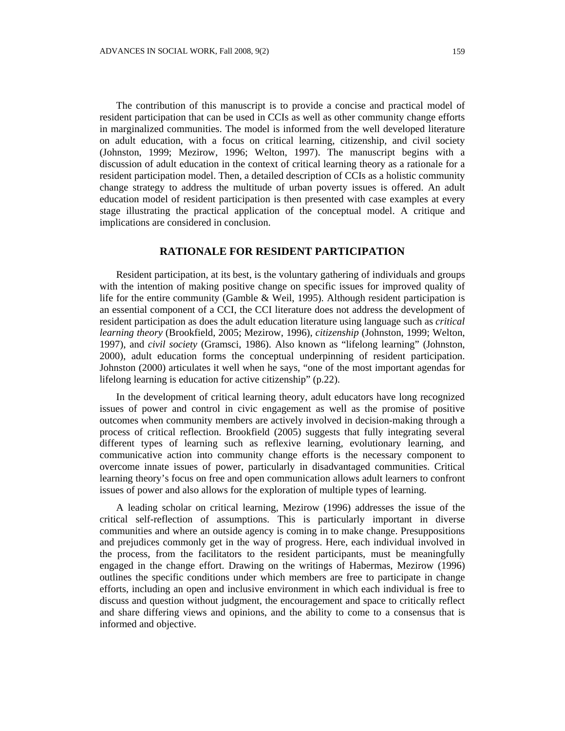The contribution of this manuscript is to provide a concise and practical model of resident participation that can be used in CCIs as well as other community change efforts in marginalized communities. The model is informed from the well developed literature on adult education, with a focus on critical learning, citizenship, and civil society (Johnston, 1999; Mezirow, 1996; Welton, 1997). The manuscript begins with a discussion of adult education in the context of critical learning theory as a rationale for a resident participation model. Then, a detailed description of CCIs as a holistic community change strategy to address the multitude of urban poverty issues is offered. An adult education model of resident participation is then presented with case examples at every stage illustrating the practical application of the conceptual model. A critique and implications are considered in conclusion.

## RATIONALE FOR RESIDENT PARTICIPATION

Resident participation, at its best, is the voluntary gathering of individuals and groups with the intention of making positive change on specific issues for improved quality of life for the entire community (Gamble & Weil, 1995). Although resident participation is an essential component of a CCI, the CCI literature does not address the development of resident participation as does the adult education literature using language such as *critical learning theory* (Brookfield, 2005; Mezirow, 1996), *citizenship* (Johnston, 1999; Welton, 1997), and *civil society* (Gramsci, 1986). Also known as "lifelong learning" (Johnston, 2000), adult education forms the conceptual underpinning of resident participation. Johnston (2000) articulates it well when he says, "one of the most important agendas for lifelong learning is education for active citizenship" (p.22).

In the development of critical learning theory, adult educators have long recognized issues of power and control in civic engagement as well as the promise of positive outcomes when community members are actively involved in decision-making through a process of critical reflection. Brookfield (2005) suggests that fully integrating several different types of learning such as reflexive learning, evolutionary learning, and communicative action into community change efforts is the necessary component to overcome innate issues of power, particularly in disadvantaged communities. Critical learning theory's focus on free and open communication allows adult learners to confront issues of power and also allows for the exploration of multiple types of learning.

A leading scholar on critical learning, Mezirow (1996) addresses the issue of the critical self-reflection of assumptions. This is particularly important in diverse communities and where an outside agency is coming in to make change. Presuppositions and prejudices commonly get in the way of progress. Here, each individual involved in the process, from the facilitators to the resident participants, must be meaningfully engaged in the change effort. Drawing on the writings of Habermas, Mezirow (1996) outlines the specific conditions under which members are free to participate in change efforts, including an open and inclusive environment in which each individual is free to discuss and question without judgment, the encouragement and space to critically reflect and share differing views and opinions, and the ability to come to a consensus that is informed and objective.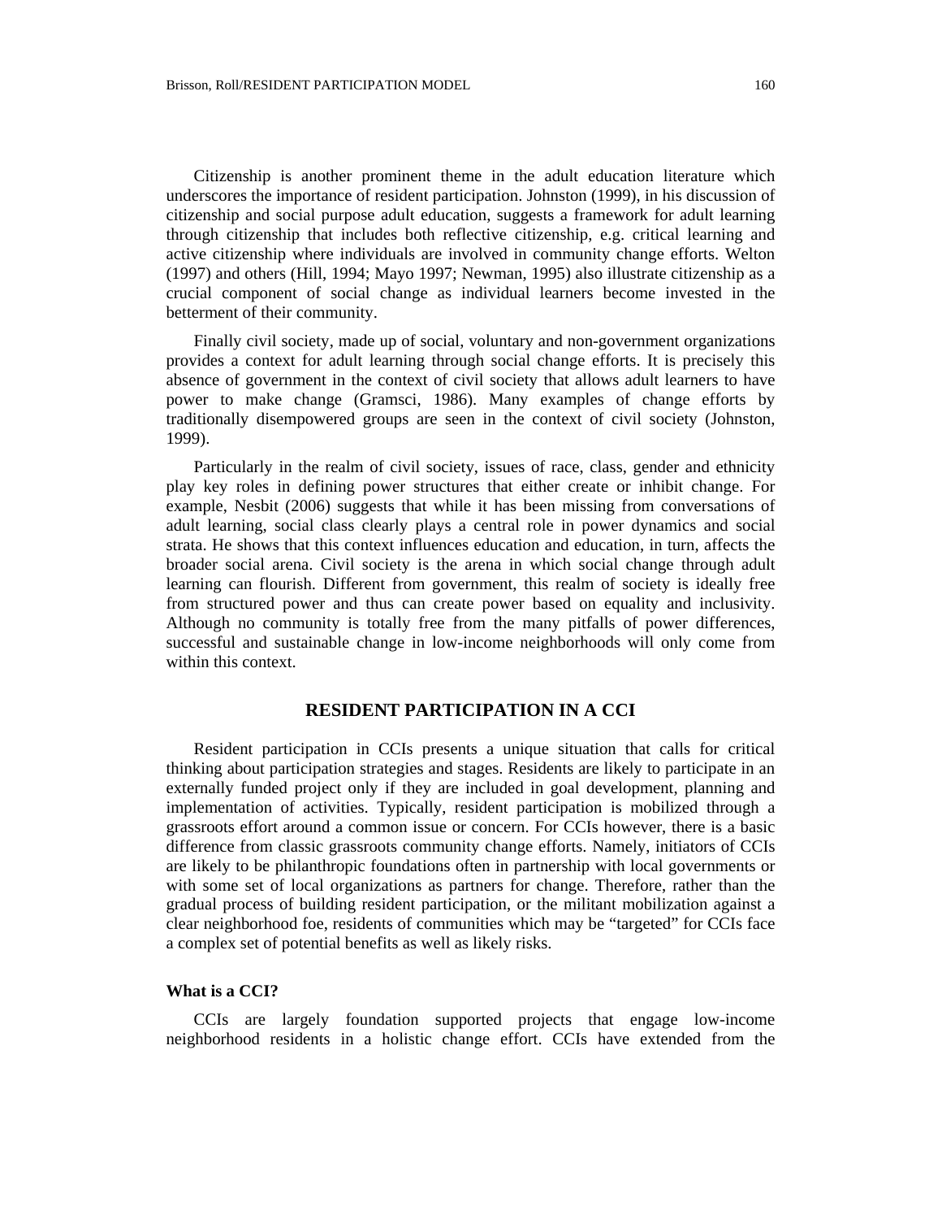Citizenship is another prominent theme in the adult education literature which underscores the importance of resident participation. Johnston (1999), in his discussion of citizenship and social purpose adult education, suggests a framework for adult learning through citizenship that includes both reflective citizenship, e.g. critical learning and active citizenship where individuals are involved in community change efforts. Welton (1997) and others (Hill, 1994; Mayo 1997; Newman, 1995) also illustrate citizenship as a crucial component of social change as individual learners become invested in the betterment of their community.

Finally civil society, made up of social, voluntary and non-government organizations provides a context for adult learning through social change efforts. It is precisely this absence of government in the context of civil society that allows adult learners to have power to make change (Gramsci, 1986). Many examples of change efforts by traditionally disempowered groups are seen in the context of civil society (Johnston, 1999).

Particularly in the realm of civil society, issues of race, class, gender and ethnicity play key roles in defining power structures that either create or inhibit change. For example, Nesbit (2006) suggests that while it has been missing from conversations of adult learning, social class clearly plays a central role in power dynamics and social strata. He shows that this context influences education and education, in turn, affects the broader social arena. Civil society is the arena in which social change through adult learning can flourish. Different from government, this realm of society is ideally free from structured power and thus can create power based on equality and inclusivity. Although no community is totally free from the many pitfalls of power differences, successful and sustainable change in low-income neighborhoods will only come from within this context.

## RESIDENT PARTICIPATION IN A CCI

Resident participation in CCIs presents a unique situation that calls for critical thinking about participation strategies and stages. Residents are likely to participate in an externally funded project only if they are included in goal development, planning and implementation of activities. Typically, resident participation is mobilized through a grassroots effort around a common issue or concern. For CCIs however, there is a basic difference from classic grassroots community change efforts. Namely, initiators of CCIs are likely to be philanthropic foundations often in partnership with local governments or with some set of local organizations as partners for change. Therefore, rather than the gradual process of building resident participation, or the militant mobilization against a clear neighborhood foe, residents of communities which may be "targeted" for CCIs face a complex set of potential benefits as well as likely risks.

### What is a CCI?

CCIs are largely foundation supported projects that engage low-income neighborhood residents in a holistic change effort. CCIs have extended from the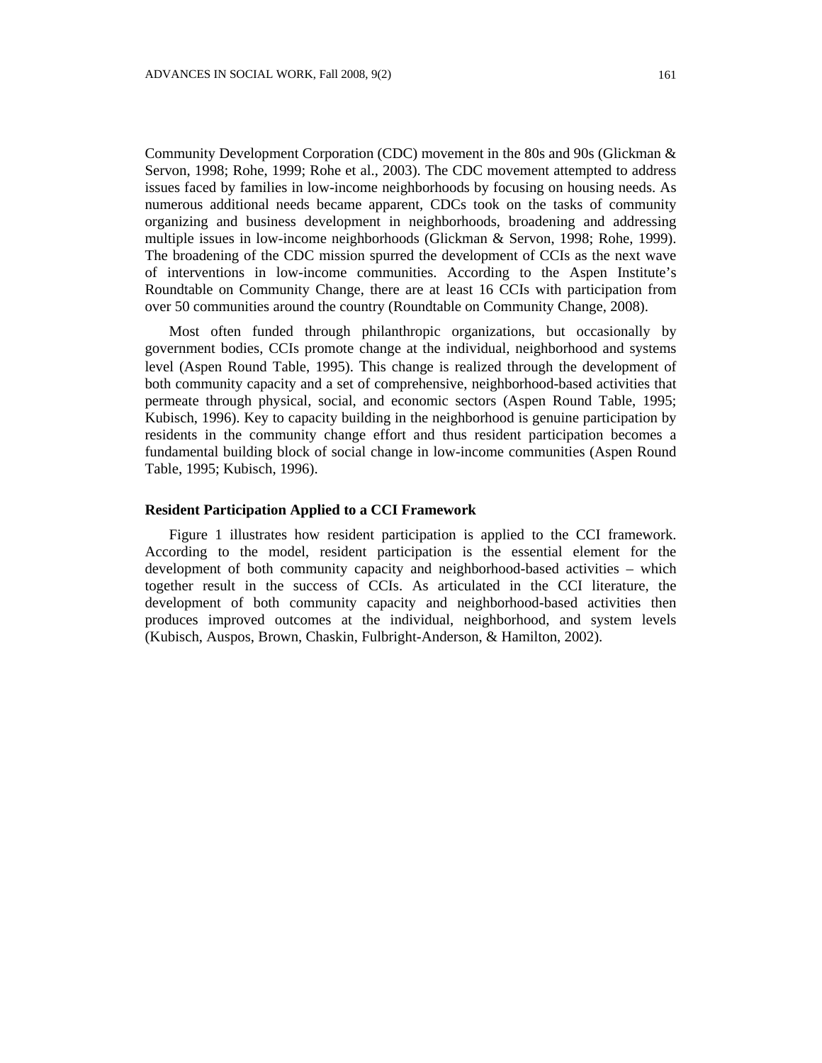Community Development Corporation (CDC) movement in the 80s and 90s (Glickman & Servon, 1998; Rohe, 1999; Rohe et al., 2003). The CDC movement attempted to address issues faced by families in low-income neighborhoods by focusing on housing needs. As numerous additional needs became apparent, CDCs took on the tasks of community organizing and business development in neighborhoods, broadening and addressing multiple issues in low-income neighborhoods (Glickman & Servon, 1998; Rohe, 1999). The broadening of the CDC mission spurred the development of CCIs as the next wave of interventions in low-income communities. According to the Aspen Institute's Roundtable on Community Change, there are at least 16 CCIs with participation from over 50 communities around the country (Roundtable on Community Change, 2008).

Most often funded through philanthropic organizations, but occasionally by government bodies, CCIs promote change at the individual, neighborhood and systems level (Aspen Round Table, 1995). This change is realized through the development of both community capacity and a set of comprehensive, neighborhood-based activities that permeate through physical, social, and economic sectors (Aspen Round Table, 1995; Kubisch, 1996). Key to capacity building in the neighborhood is genuine participation by residents in the community change effort and thus resident participation becomes a fundamental building block of social change in low-income communities (Aspen Round Table, 1995; Kubisch, 1996).

### Resident Participation Applied to a CCI Framework

Figure 1 illustrates how resident participation is applied to the CCI framework. According to the model, resident participation is the essential element for the development of both community capacity and neighborhood-based activities – which together result in the success of CCIs. As articulated in the CCI literature, the development of both community capacity and neighborhood-based activities then produces improved outcomes at the individual, neighborhood, and system levels (Kubisch, Auspos, Brown, Chaskin, Fulbright-Anderson, & Hamilton, 2002).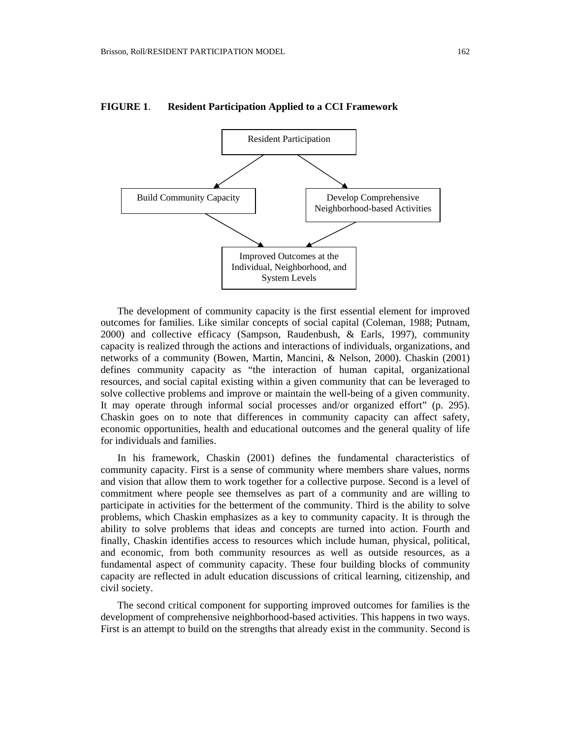**FIGURE 1**. **Resident Participation Applied to a CCI Framework**

Resident Participation

Build Community Capacity

Develop Comprehensive Neighborhood-based Activities

Improved Outcomes at the Individual, Neighborhood, and System Levels

The development of community capacity is the first essential element for improved outcomes for families. Like similar concepts of social capital (Coleman, 1988; Putnam, 2000) and collective efficacy (Sampson, Raudenbush, & Earls, 1997), community capacity is realized through the actions and interactions of individuals, organizations, and networks of a community (Bowen, Martin, Mancini, & Nelson, 2000). Chaskin (2001) defines community capacity as "the interaction of human capital, organizational resources, and social capital existing within a given community that can be leveraged to solve collective problems and improve or maintain the well-being of a given community. It may operate through informal social processes and/or organized effort" (p. 295). Chaskin goes on to note that differences in community capacity can affect safety, economic opportunities, health and educational outcomes and the general quality of life for individuals and families.

In his framework, Chaskin (2001) defines the fundamental characteristics of community capacity. First is a sense of community where members share values, norms and vision that allow them to work together for a collective purpose. Second is a level of commitment where people see themselves as part of a community and are willing to participate in activities for the betterment of the community. Third is the ability to solve problems, which Chaskin emphasizes as a key to community capacity. It is through the ability to solve problems that ideas and concepts are turned into action. Fourth and finally, Chaskin identifies access to resources which include human, physical, political, and economic, from both community resources as well as outside resources, as a fundamental aspect of community capacity. These four building blocks of community capacity are reflected in adult education discussions of critical learning, citizenship, and civil society.

The second critical component for supporting improved outcomes for families is the development of comprehensive neighborhood-based activities. This happens in two ways. First is an attempt to build on the strengths that already exist in the community. Second is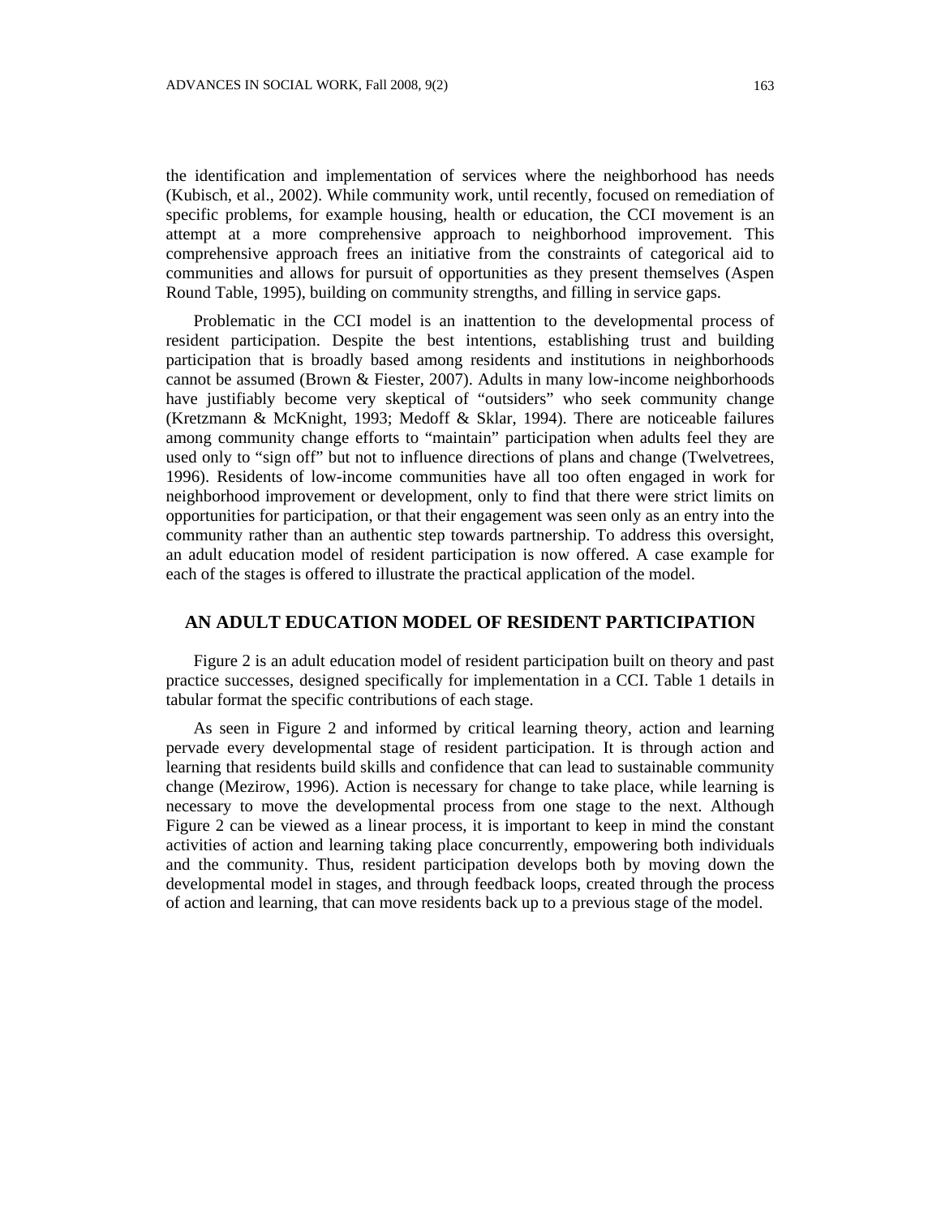the identification and implementation of services where the neighborhood has needs (Kubisch, et al., 2002). While community work, until recently, focused on remediation of specific problems, for example housing, health or education, the CCI movement is an attempt at a more comprehensive approach to neighborhood improvement. This comprehensive approach frees an initiative from the constraints of categorical aid to communities and allows for pursuit of opportunities as they present themselves (Aspen Round Table, 1995), building on community strengths, and filling in service gaps.

Problematic in the CCI model is an inattention to the developmental process of resident participation. Despite the best intentions, establishing trust and building participation that is broadly based among residents and institutions in neighborhoods cannot be assumed (Brown & Fiester, 2007). Adults in many low-income neighborhoods have justifiably become very skeptical of "outsiders" who seek community change (Kretzmann & McKnight, 1993; Medoff & Sklar, 1994). There are noticeable failures among community change efforts to "maintain" participation when adults feel they are used only to "sign off" but not to influence directions of plans and change (Twelvetrees, 1996). Residents of low-income communities have all too often engaged in work for neighborhood improvement or development, only to find that there were strict limits on opportunities for participation, or that their engagement was seen only as an entry into the community rather than an authentic step towards partnership. To address this oversight, an adult education model of resident participation is now offered. A case example for each of the stages is offered to illustrate the practical application of the model.

## AN ADULT EDUCATION MODEL OF RESIDENT PARTICIPATION

Figure 2 is an adult education model of resident participation built on theory and past practice successes, designed specifically for implementation in a CCI. Table 1 details in tabular format the specific contributions of each stage.

As seen in Figure 2 and informed by critical learning theory, action and learning pervade every developmental stage of resident participation. It is through action and learning that residents build skills and confidence that can lead to sustainable community change (Mezirow, 1996). Action is necessary for change to take place, while learning is necessary to move the developmental process from one stage to the next. Although Figure 2 can be viewed as a linear process, it is important to keep in mind the constant activities of action and learning taking place concurrently, empowering both individuals and the community. Thus, resident participation develops both by moving down the developmental model in stages, and through feedback loops, created through the process of action and learning, that can move residents back up to a previous stage of the model.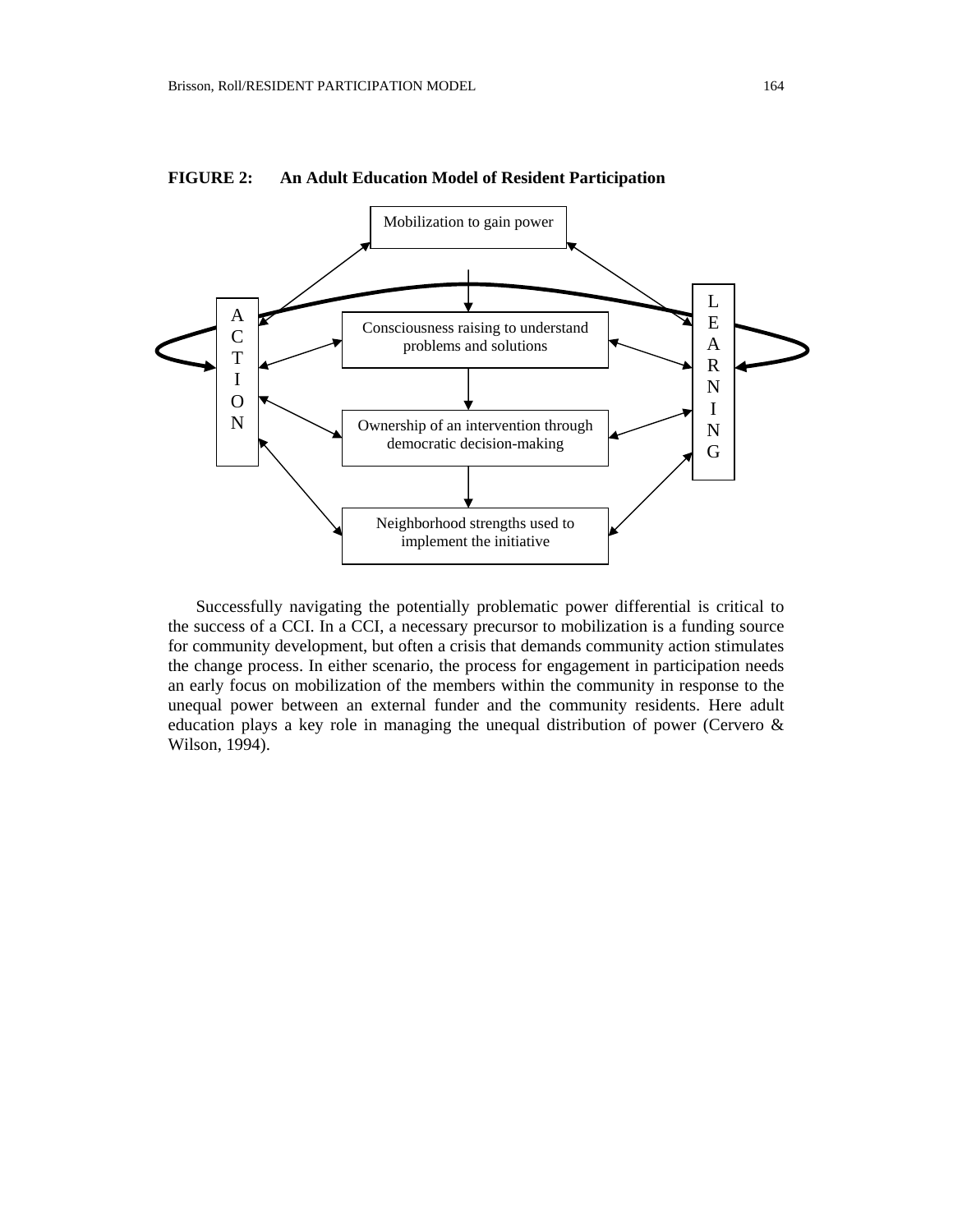**FIGURE 2: An Adult Education Model of Resident Participation**

Mobilization to gain power

Consciousness raising to understand problems and solutions

Ownership of an intervention through democratic decision-making

Neighborhood strengths used to implement the initiative

ACTION

LEARNING

Successfully navigating the potentially problematic power differential is critical to the success of a CCI. In a CCI, a necessary precursor to mobilization is a funding source for community development, but often a crisis that demands community action stimulates the change process. In either scenario, the process for engagement in participation needs an early focus on mobilization of the members within the community in response to the unequal power between an external funder and the community residents. Here adult education plays a key role in managing the unequal distribution of power (Cervero & Wilson, 1994).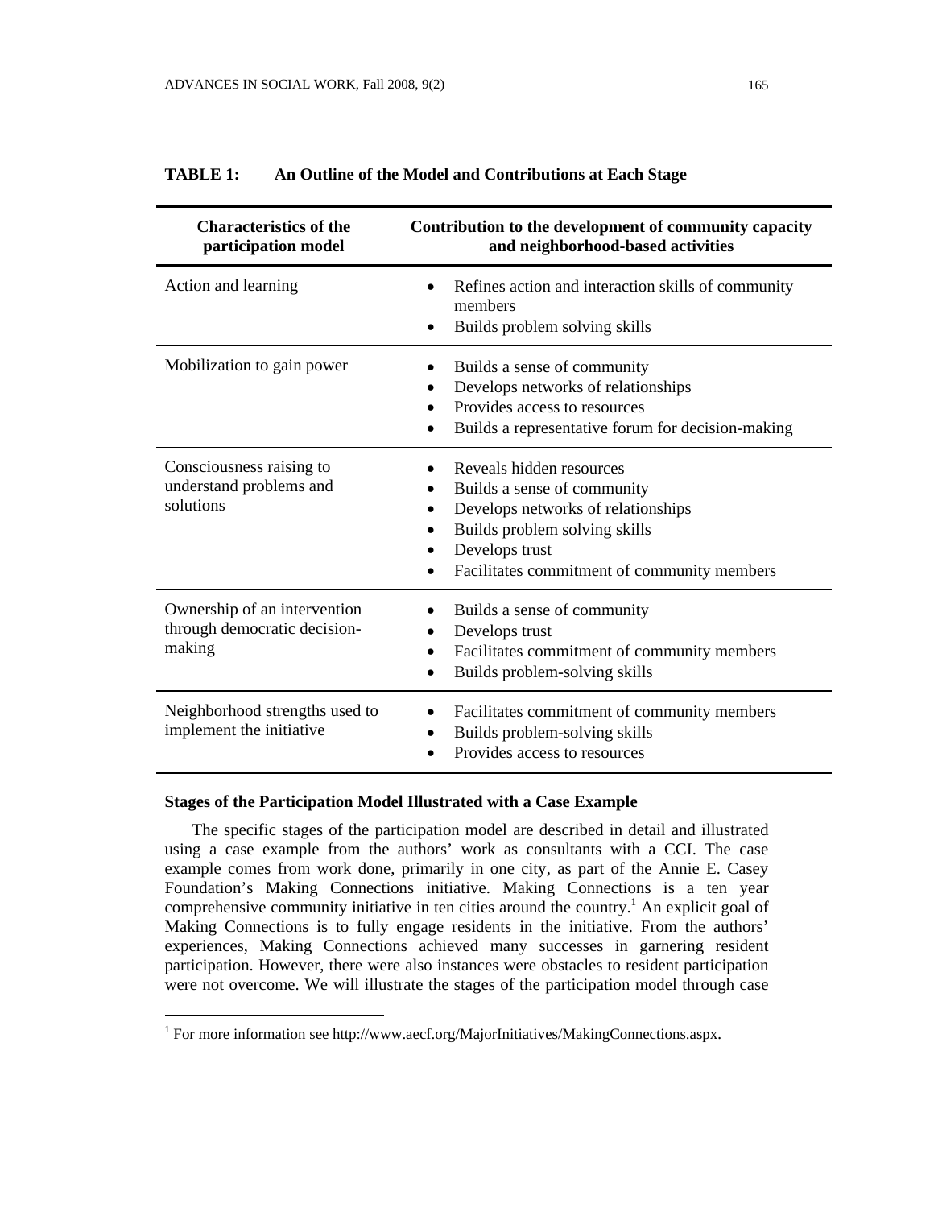**TABLE 1: An Outline of the Model and Contributions at Each Stage**

| Characteristics of the participation model | Contribution to the development of community capacity and neighborhood-based activities |
|---|---|
| Action and learning | • Refines action and interaction skills of community members<br>• Builds problem solving skills |
| Mobilization to gain power | • Builds a sense of community<br>• Develops networks of relationships<br>• Provides access to resources<br>• Builds a representative forum for decision-making |
| Consciousness raising to understand problems and solutions | • Reveals hidden resources<br>• Builds a sense of community<br>• Develops networks of relationships<br>• Builds problem solving skills<br>• Develops trust<br>• Facilitates commitment of community members |
| Ownership of an intervention through democratic decision-making | • Builds a sense of community<br>• Develops trust<br>• Facilitates commitment of community members<br>• Builds problem-solving skills |
| Neighborhood strengths used to implement the initiative | • Facilitates commitment of community members<br>• Builds problem-solving skills<br>• Provides access to resources |

### Stages of the Participation Model Illustrated with a Case Example

The specific stages of the participation model are described in detail and illustrated using a case example from the authors' work as consultants with a CCI. The case example comes from work done, primarily in one city, as part of the Annie E. Casey Foundation's Making Connections initiative. Making Connections is a ten year comprehensive community initiative in ten cities around the country.[1] An explicit goal of Making Connections is to fully engage residents in the initiative. From the authors' experiences, Making Connections achieved many successes in garnering resident participation. However, there were also instances were obstacles to resident participation were not overcome. We will illustrate the stages of the participation model through case

[1] For more information see http://www.aecf.org/MajorInitiatives/MakingConnections.aspx.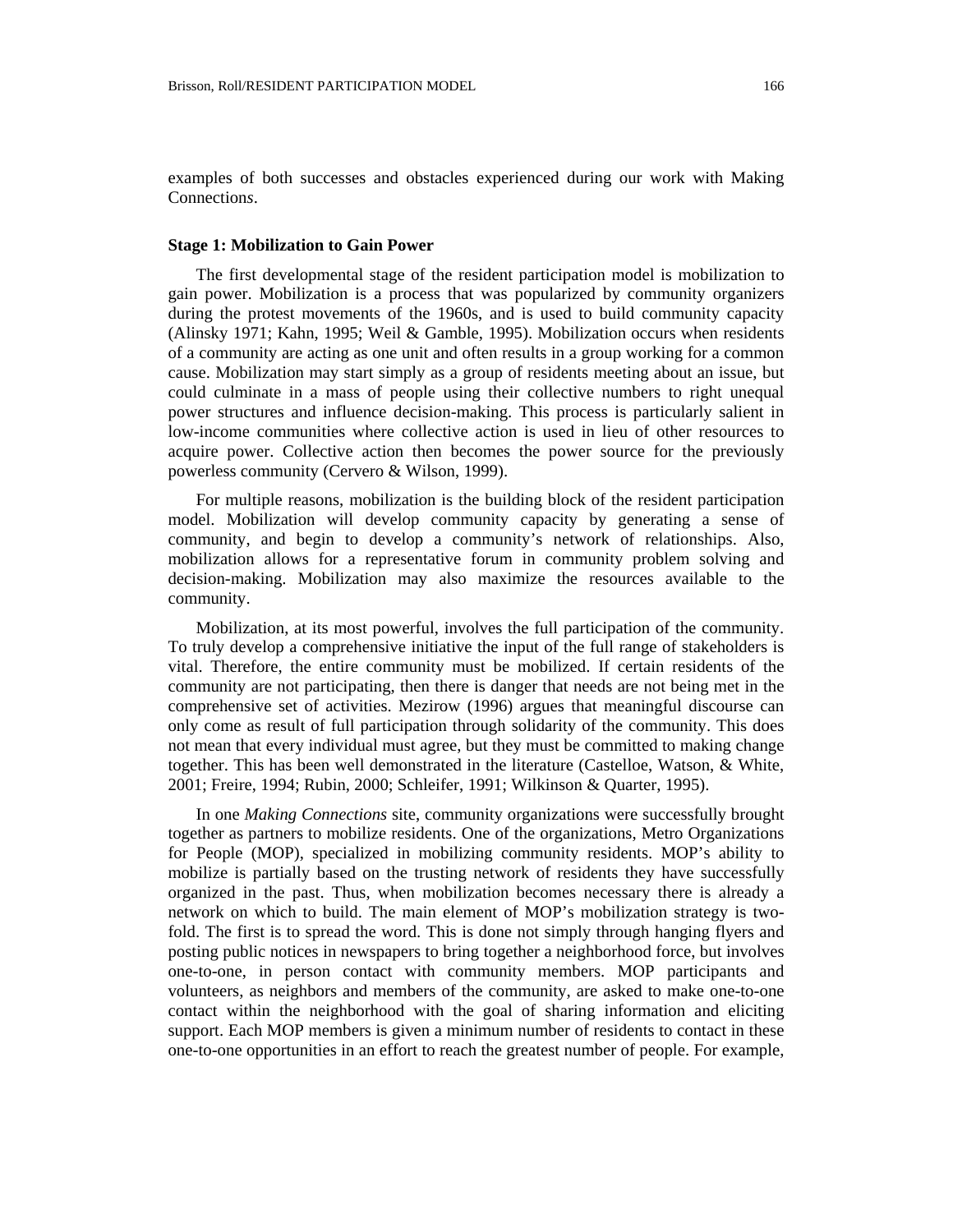examples of both successes and obstacles experienced during our work with Making Connection*s*.

### Stage 1: Mobilization to Gain Power

The first developmental stage of the resident participation model is mobilization to gain power. Mobilization is a process that was popularized by community organizers during the protest movements of the 1960s, and is used to build community capacity (Alinsky 1971; Kahn, 1995; Weil & Gamble, 1995). Mobilization occurs when residents of a community are acting as one unit and often results in a group working for a common cause. Mobilization may start simply as a group of residents meeting about an issue, but could culminate in a mass of people using their collective numbers to right unequal power structures and influence decision-making. This process is particularly salient in low-income communities where collective action is used in lieu of other resources to acquire power. Collective action then becomes the power source for the previously powerless community (Cervero & Wilson, 1999).

For multiple reasons, mobilization is the building block of the resident participation model. Mobilization will develop community capacity by generating a sense of community, and begin to develop a community's network of relationships. Also, mobilization allows for a representative forum in community problem solving and decision-making. Mobilization may also maximize the resources available to the community.

Mobilization, at its most powerful, involves the full participation of the community. To truly develop a comprehensive initiative the input of the full range of stakeholders is vital. Therefore, the entire community must be mobilized. If certain residents of the community are not participating, then there is danger that needs are not being met in the comprehensive set of activities. Mezirow (1996) argues that meaningful discourse can only come as result of full participation through solidarity of the community. This does not mean that every individual must agree, but they must be committed to making change together. This has been well demonstrated in the literature (Castelloe, Watson, & White, 2001; Freire, 1994; Rubin, 2000; Schleifer, 1991; Wilkinson & Quarter, 1995).

In one *Making Connections* site, community organizations were successfully brought together as partners to mobilize residents. One of the organizations, Metro Organizations for People (MOP), specialized in mobilizing community residents. MOP's ability to mobilize is partially based on the trusting network of residents they have successfully organized in the past. Thus, when mobilization becomes necessary there is already a network on which to build. The main element of MOP's mobilization strategy is two-fold. The first is to spread the word. This is done not simply through hanging flyers and posting public notices in newspapers to bring together a neighborhood force, but involves one-to-one, in person contact with community members. MOP participants and volunteers, as neighbors and members of the community, are asked to make one-to-one contact within the neighborhood with the goal of sharing information and eliciting support. Each MOP members is given a minimum number of residents to contact in these one-to-one opportunities in an effort to reach the greatest number of people. For example,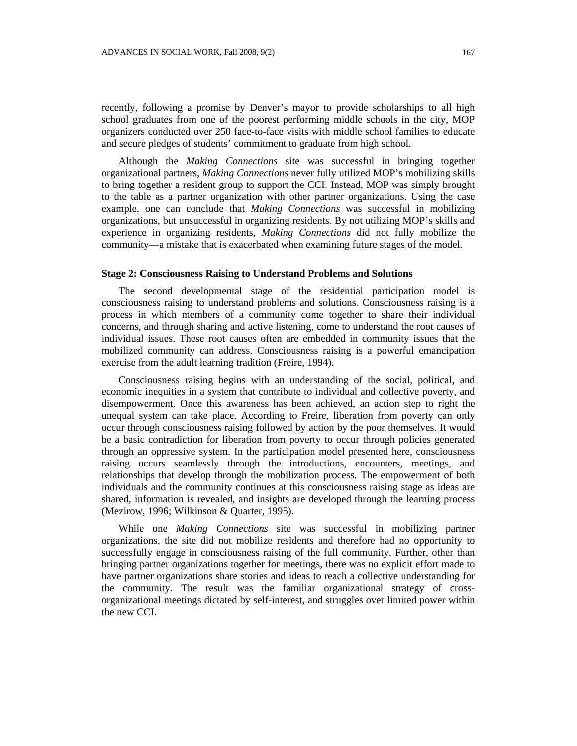recently, following a promise by Denver's mayor to provide scholarships to all high school graduates from one of the poorest performing middle schools in the city, MOP organizers conducted over 250 face-to-face visits with middle school families to educate and secure pledges of students' commitment to graduate from high school.

Although the *Making Connections* site was successful in bringing together organizational partners, *Making Connections* never fully utilized MOP's mobilizing skills to bring together a resident group to support the CCI. Instead, MOP was simply brought to the table as a partner organization with other partner organizations. Using the case example, one can conclude that *Making Connections* was successful in mobilizing organizations, but unsuccessful in organizing residents. By not utilizing MOP's skills and experience in organizing residents, *Making Connections* did not fully mobilize the community—a mistake that is exacerbated when examining future stages of the model.

### Stage 2: Consciousness Raising to Understand Problems and Solutions

The second developmental stage of the residential participation model is consciousness raising to understand problems and solutions. Consciousness raising is a process in which members of a community come together to share their individual concerns, and through sharing and active listening, come to understand the root causes of individual issues. These root causes often are embedded in community issues that the mobilized community can address. Consciousness raising is a powerful emancipation exercise from the adult learning tradition (Freire, 1994).

Consciousness raising begins with an understanding of the social, political, and economic inequities in a system that contribute to individual and collective poverty, and disempowerment. Once this awareness has been achieved, an action step to right the unequal system can take place. According to Freire, liberation from poverty can only occur through consciousness raising followed by action by the poor themselves. It would be a basic contradiction for liberation from poverty to occur through policies generated through an oppressive system. In the participation model presented here, consciousness raising occurs seamlessly through the introductions, encounters, meetings, and relationships that develop through the mobilization process. The empowerment of both individuals and the community continues at this consciousness raising stage as ideas are shared, information is revealed, and insights are developed through the learning process (Mezirow, 1996; Wilkinson & Quarter, 1995).

While one *Making Connections* site was successful in mobilizing partner organizations, the site did not mobilize residents and therefore had no opportunity to successfully engage in consciousness raising of the full community. Further, other than bringing partner organizations together for meetings, there was no explicit effort made to have partner organizations share stories and ideas to reach a collective understanding for the community. The result was the familiar organizational strategy of cross-organizational meetings dictated by self-interest, and struggles over limited power within the new CCI.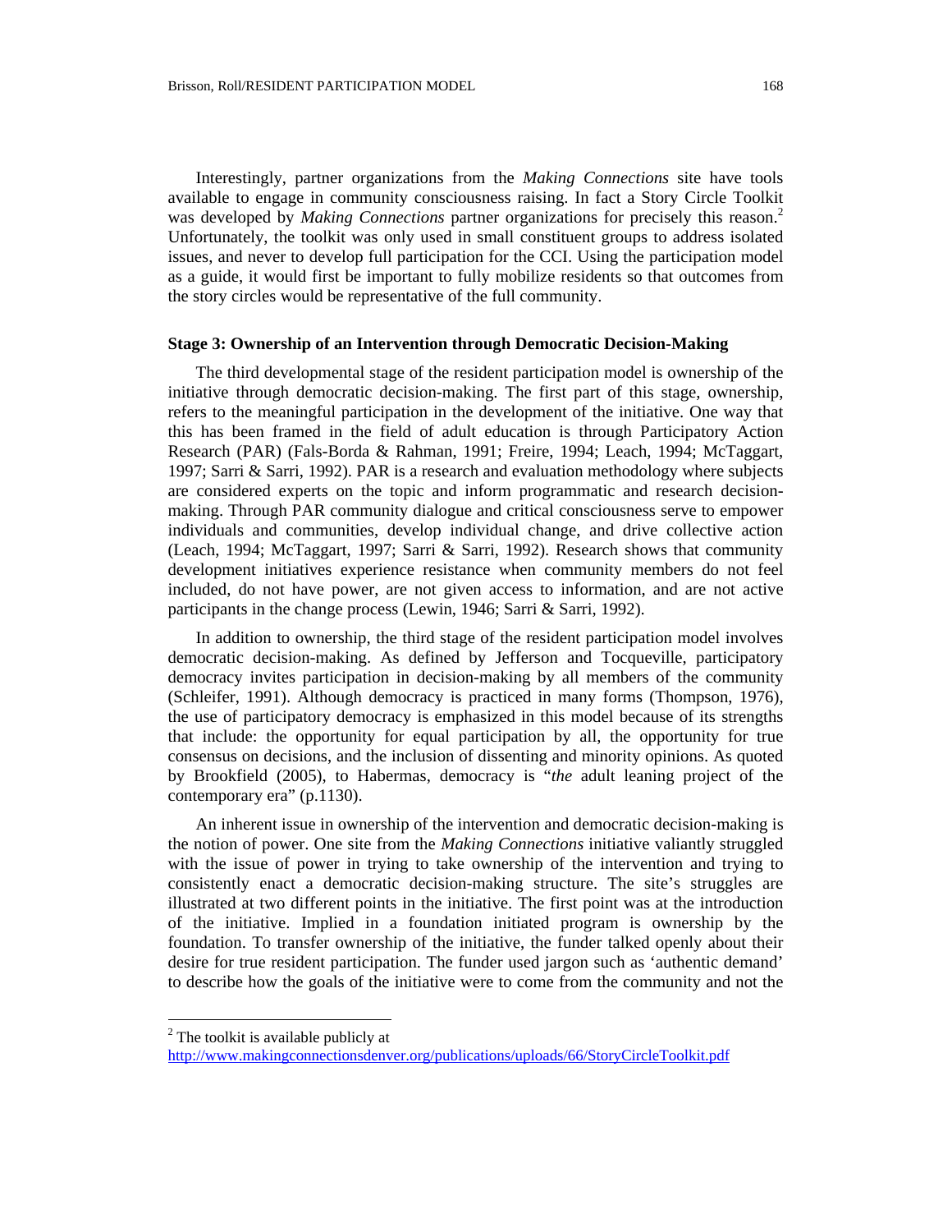Interestingly, partner organizations from the *Making Connections* site have tools available to engage in community consciousness raising. In fact a Story Circle Toolkit was developed by *Making Connections* partner organizations for precisely this reason.[2] Unfortunately, the toolkit was only used in small constituent groups to address isolated issues, and never to develop full participation for the CCI. Using the participation model as a guide, it would first be important to fully mobilize residents so that outcomes from the story circles would be representative of the full community.

### Stage 3: Ownership of an Intervention through Democratic Decision-Making

The third developmental stage of the resident participation model is ownership of the initiative through democratic decision-making. The first part of this stage, ownership, refers to the meaningful participation in the development of the initiative. One way that this has been framed in the field of adult education is through Participatory Action Research (PAR) (Fals-Borda & Rahman, 1991; Freire, 1994; Leach, 1994; McTaggart, 1997; Sarri & Sarri, 1992). PAR is a research and evaluation methodology where subjects are considered experts on the topic and inform programmatic and research decision-making. Through PAR community dialogue and critical consciousness serve to empower individuals and communities, develop individual change, and drive collective action (Leach, 1994; McTaggart, 1997; Sarri & Sarri, 1992). Research shows that community development initiatives experience resistance when community members do not feel included, do not have power, are not given access to information, and are not active participants in the change process (Lewin, 1946; Sarri & Sarri, 1992).

In addition to ownership, the third stage of the resident participation model involves democratic decision-making. As defined by Jefferson and Tocqueville, participatory democracy invites participation in decision-making by all members of the community (Schleifer, 1991). Although democracy is practiced in many forms (Thompson, 1976), the use of participatory democracy is emphasized in this model because of its strengths that include: the opportunity for equal participation by all, the opportunity for true consensus on decisions, and the inclusion of dissenting and minority opinions. As quoted by Brookfield (2005), to Habermas, democracy is "*the* adult leaning project of the contemporary era" (p.1130).

An inherent issue in ownership of the intervention and democratic decision-making is the notion of power. One site from the *Making Connections* initiative valiantly struggled with the issue of power in trying to take ownership of the intervention and trying to consistently enact a democratic decision-making structure. The site's struggles are illustrated at two different points in the initiative. The first point was at the introduction of the initiative. Implied in a foundation initiated program is ownership by the foundation. To transfer ownership of the initiative, the funder talked openly about their desire for true resident participation. The funder used jargon such as 'authentic demand' to describe how the goals of the initiative were to come from the community and not the

---

[2] The toolkit is available publicly at http://www.makingconnectionsdenver.org/publications/uploads/66/StoryCircleToolkit.pdf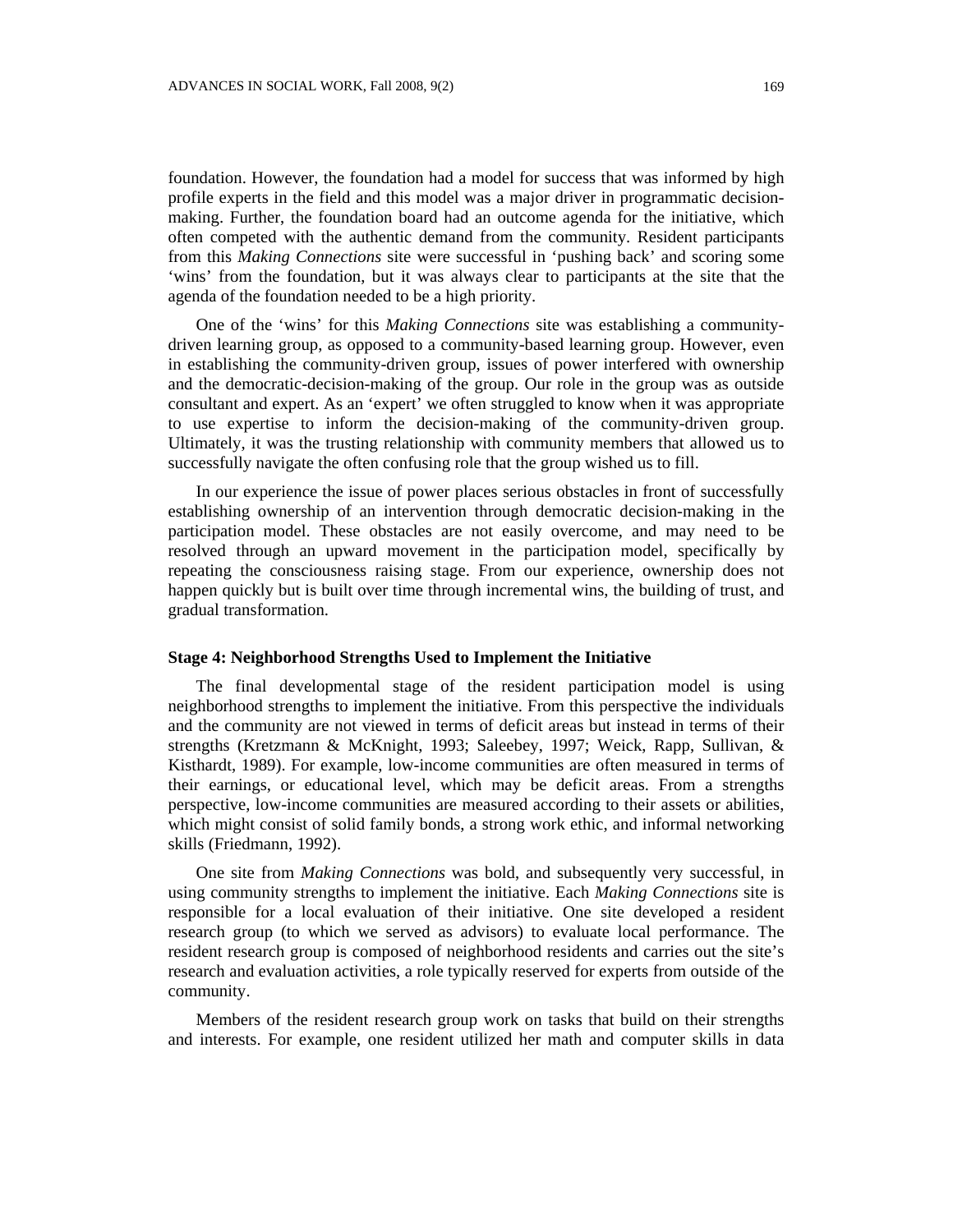foundation. However, the foundation had a model for success that was informed by high profile experts in the field and this model was a major driver in programmatic decision-making. Further, the foundation board had an outcome agenda for the initiative, which often competed with the authentic demand from the community. Resident participants from this *Making Connections* site were successful in 'pushing back' and scoring some 'wins' from the foundation, but it was always clear to participants at the site that the agenda of the foundation needed to be a high priority.

One of the 'wins' for this *Making Connections* site was establishing a community-driven learning group, as opposed to a community-based learning group. However, even in establishing the community-driven group, issues of power interfered with ownership and the democratic-decision-making of the group. Our role in the group was as outside consultant and expert. As an 'expert' we often struggled to know when it was appropriate to use expertise to inform the decision-making of the community-driven group. Ultimately, it was the trusting relationship with community members that allowed us to successfully navigate the often confusing role that the group wished us to fill.

In our experience the issue of power places serious obstacles in front of successfully establishing ownership of an intervention through democratic decision-making in the participation model. These obstacles are not easily overcome, and may need to be resolved through an upward movement in the participation model, specifically by repeating the consciousness raising stage. From our experience, ownership does not happen quickly but is built over time through incremental wins, the building of trust, and gradual transformation.

**Stage 4: Neighborhood Strengths Used to Implement the Initiative**

The final developmental stage of the resident participation model is using neighborhood strengths to implement the initiative. From this perspective the individuals and the community are not viewed in terms of deficit areas but instead in terms of their strengths (Kretzmann & McKnight, 1993; Saleebey, 1997; Weick, Rapp, Sullivan, & Kisthardt, 1989). For example, low-income communities are often measured in terms of their earnings, or educational level, which may be deficit areas. From a strengths perspective, low-income communities are measured according to their assets or abilities, which might consist of solid family bonds, a strong work ethic, and informal networking skills (Friedmann, 1992).

One site from *Making Connections* was bold, and subsequently very successful, in using community strengths to implement the initiative. Each *Making Connections* site is responsible for a local evaluation of their initiative. One site developed a resident research group (to which we served as advisors) to evaluate local performance. The resident research group is composed of neighborhood residents and carries out the site's research and evaluation activities, a role typically reserved for experts from outside of the community.

Members of the resident research group work on tasks that build on their strengths and interests. For example, one resident utilized her math and computer skills in data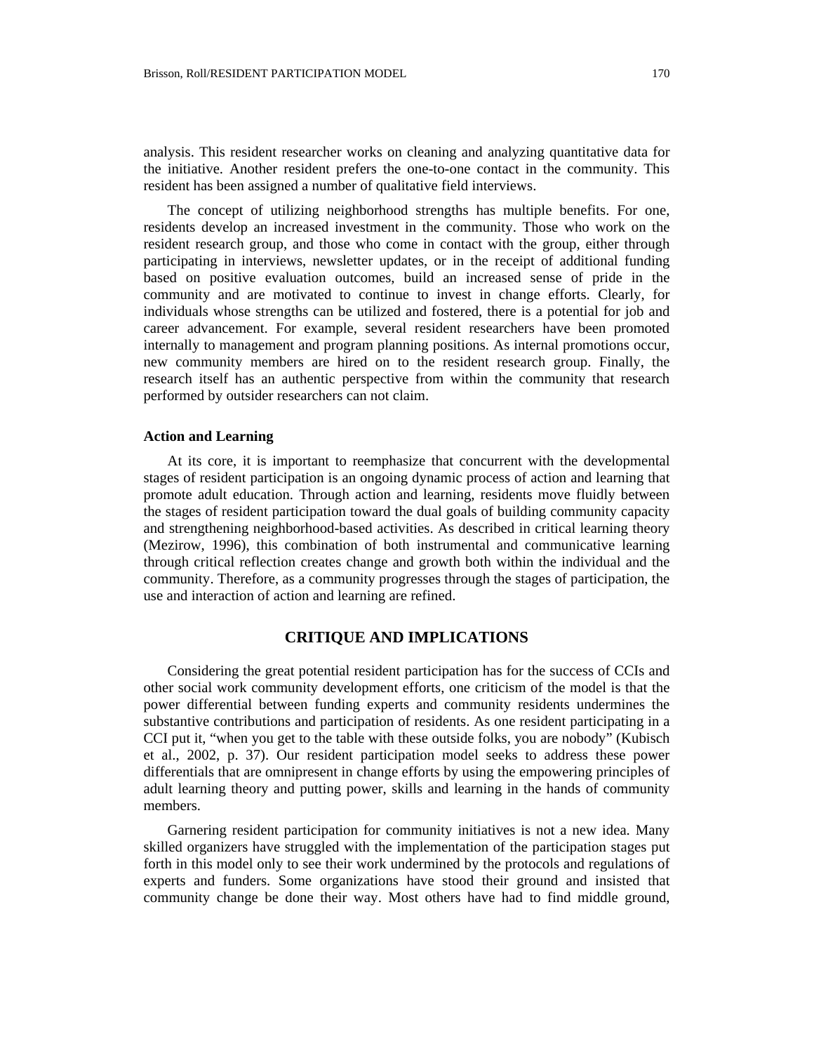analysis. This resident researcher works on cleaning and analyzing quantitative data for the initiative. Another resident prefers the one-to-one contact in the community. This resident has been assigned a number of qualitative field interviews.

The concept of utilizing neighborhood strengths has multiple benefits. For one, residents develop an increased investment in the community. Those who work on the resident research group, and those who come in contact with the group, either through participating in interviews, newsletter updates, or in the receipt of additional funding based on positive evaluation outcomes, build an increased sense of pride in the community and are motivated to continue to invest in change efforts. Clearly, for individuals whose strengths can be utilized and fostered, there is a potential for job and career advancement. For example, several resident researchers have been promoted internally to management and program planning positions. As internal promotions occur, new community members are hired on to the resident research group. Finally, the research itself has an authentic perspective from within the community that research performed by outsider researchers can not claim.

### Action and Learning

At its core, it is important to reemphasize that concurrent with the developmental stages of resident participation is an ongoing dynamic process of action and learning that promote adult education. Through action and learning, residents move fluidly between the stages of resident participation toward the dual goals of building community capacity and strengthening neighborhood-based activities. As described in critical learning theory (Mezirow, 1996), this combination of both instrumental and communicative learning through critical reflection creates change and growth both within the individual and the community. Therefore, as a community progresses through the stages of participation, the use and interaction of action and learning are refined.

## CRITIQUE AND IMPLICATIONS

Considering the great potential resident participation has for the success of CCIs and other social work community development efforts, one criticism of the model is that the power differential between funding experts and community residents undermines the substantive contributions and participation of residents. As one resident participating in a CCI put it, "when you get to the table with these outside folks, you are nobody" (Kubisch et al., 2002, p. 37). Our resident participation model seeks to address these power differentials that are omnipresent in change efforts by using the empowering principles of adult learning theory and putting power, skills and learning in the hands of community members.

Garnering resident participation for community initiatives is not a new idea. Many skilled organizers have struggled with the implementation of the participation stages put forth in this model only to see their work undermined by the protocols and regulations of experts and funders. Some organizations have stood their ground and insisted that community change be done their way. Most others have had to find middle ground,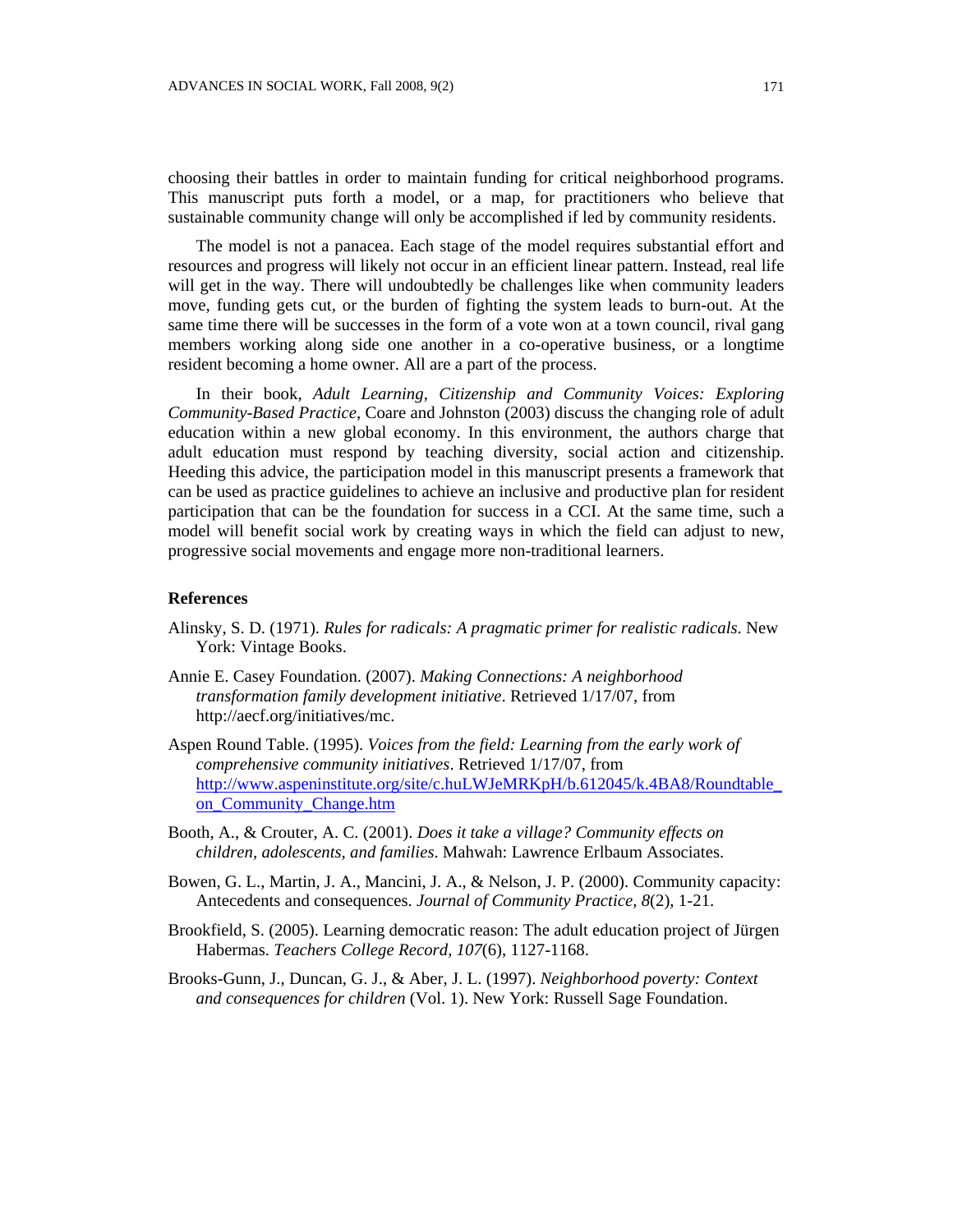choosing their battles in order to maintain funding for critical neighborhood programs. This manuscript puts forth a model, or a map, for practitioners who believe that sustainable community change will only be accomplished if led by community residents.

The model is not a panacea. Each stage of the model requires substantial effort and resources and progress will likely not occur in an efficient linear pattern. Instead, real life will get in the way. There will undoubtedly be challenges like when community leaders move, funding gets cut, or the burden of fighting the system leads to burn-out. At the same time there will be successes in the form of a vote won at a town council, rival gang members working along side one another in a co-operative business, or a longtime resident becoming a home owner. All are a part of the process.

In their book, *Adult Learning, Citizenship and Community Voices: Exploring Community-Based Practice*, Coare and Johnston (2003) discuss the changing role of adult education within a new global economy. In this environment, the authors charge that adult education must respond by teaching diversity, social action and citizenship. Heeding this advice, the participation model in this manuscript presents a framework that can be used as practice guidelines to achieve an inclusive and productive plan for resident participation that can be the foundation for success in a CCI. At the same time, such a model will benefit social work by creating ways in which the field can adjust to new, progressive social movements and engage more non-traditional learners.

## References

Alinsky, S. D. (1971). *Rules for radicals: A pragmatic primer for realistic radicals*. New York: Vintage Books.

Annie E. Casey Foundation. (2007). *Making Connections: A neighborhood transformation family development initiative*. Retrieved 1/17/07, from http://aecf.org/initiatives/mc.

Aspen Round Table. (1995). *Voices from the field: Learning from the early work of comprehensive community initiatives*. Retrieved 1/17/07, from http://www.aspeninstitute.org/site/c.huLWJeMRKpH/b.612045/k.4BA8/Roundtable_on_Community_Change.htm

Booth, A., & Crouter, A. C. (2001). *Does it take a village? Community effects on children, adolescents, and families*. Mahwah: Lawrence Erlbaum Associates.

Bowen, G. L., Martin, J. A., Mancini, J. A., & Nelson, J. P. (2000). Community capacity: Antecedents and consequences. *Journal of Community Practice, 8*(2), 1-21.

Brookfield, S. (2005). Learning democratic reason: The adult education project of Jürgen Habermas. *Teachers College Record, 107*(6), 1127-1168.

Brooks-Gunn, J., Duncan, G. J., & Aber, J. L. (1997). *Neighborhood poverty: Context and consequences for children* (Vol. 1). New York: Russell Sage Foundation.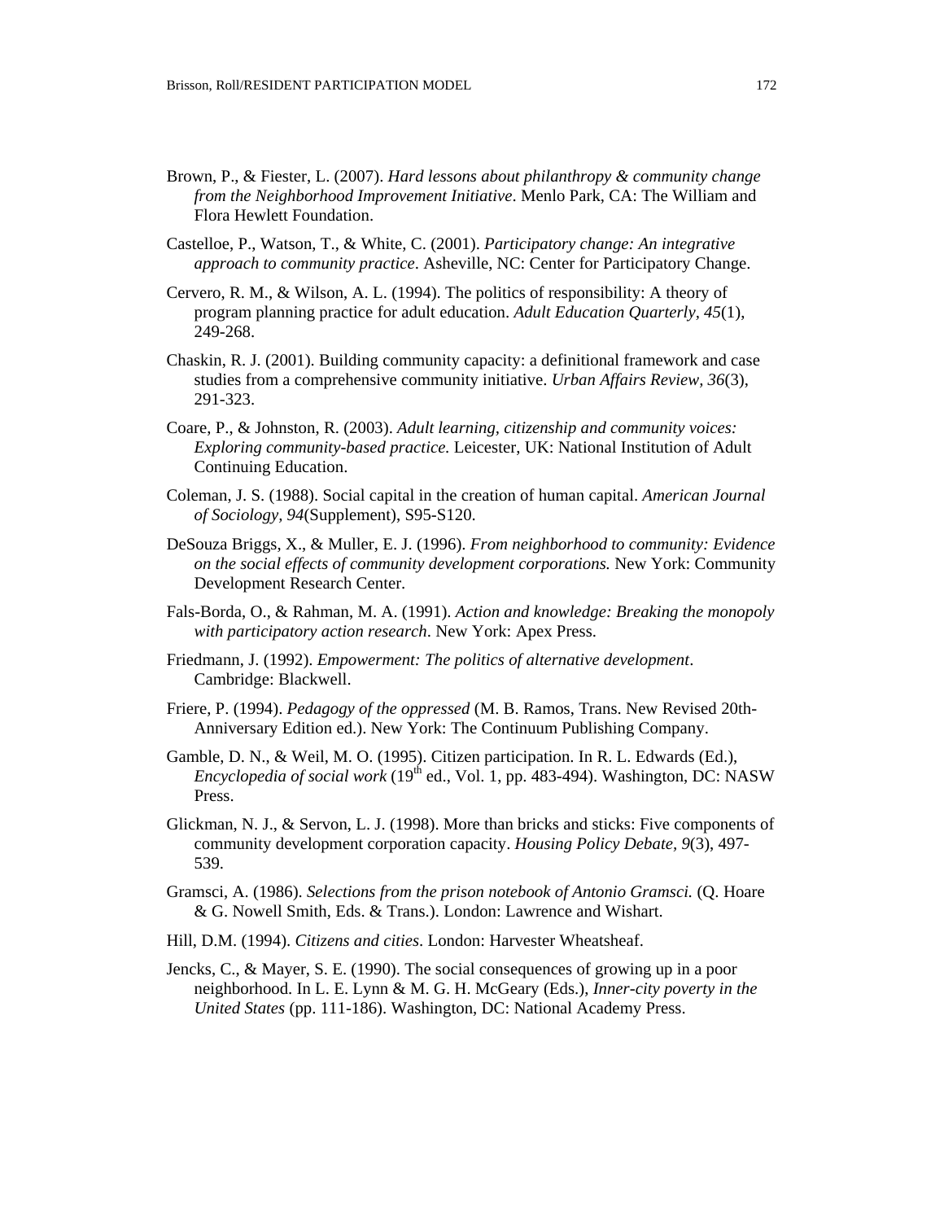Brown, P., & Fiester, L. (2007). *Hard lessons about philanthropy & community change from the Neighborhood Improvement Initiative*. Menlo Park, CA: The William and Flora Hewlett Foundation.

Castelloe, P., Watson, T., & White, C. (2001). *Participatory change: An integrative approach to community practice*. Asheville, NC: Center for Participatory Change.

Cervero, R. M., & Wilson, A. L. (1994). The politics of responsibility: A theory of program planning practice for adult education. *Adult Education Quarterly*, *45*(1), 249-268.

Chaskin, R. J. (2001). Building community capacity: a definitional framework and case studies from a comprehensive community initiative. *Urban Affairs Review, 36*(3), 291-323.

Coare, P., & Johnston, R. (2003). *Adult learning, citizenship and community voices: Exploring community-based practice.* Leicester, UK: National Institution of Adult Continuing Education.

Coleman, J. S. (1988). Social capital in the creation of human capital. *American Journal of Sociology, 94*(Supplement), S95-S120.

DeSouza Briggs, X., & Muller, E. J. (1996). *From neighborhood to community: Evidence on the social effects of community development corporations.* New York: Community Development Research Center.

Fals-Borda, O., & Rahman, M. A. (1991). *Action and knowledge: Breaking the monopoly with participatory action research*. New York: Apex Press.

Friedmann, J. (1992). *Empowerment: The politics of alternative development*. Cambridge: Blackwell.

Friere, P. (1994). *Pedagogy of the oppressed* (M. B. Ramos, Trans. New Revised 20th-Anniversary Edition ed.). New York: The Continuum Publishing Company.

Gamble, D. N., & Weil, M. O. (1995). Citizen participation. In R. L. Edwards (Ed.), *Encyclopedia of social work* (19th ed., Vol. 1, pp. 483-494). Washington, DC: NASW Press.

Glickman, N. J., & Servon, L. J. (1998). More than bricks and sticks: Five components of community development corporation capacity. *Housing Policy Debate*, *9*(3), 497-539.

Gramsci, A. (1986). *Selections from the prison notebook of Antonio Gramsci.* (Q. Hoare & G. Nowell Smith, Eds. & Trans.). London: Lawrence and Wishart.

Hill, D.M. (1994). *Citizens and cities*. London: Harvester Wheatsheaf.

Jencks, C., & Mayer, S. E. (1990). The social consequences of growing up in a poor neighborhood. In L. E. Lynn & M. G. H. McGeary (Eds.), *Inner-city poverty in the United States* (pp. 111-186). Washington, DC: National Academy Press.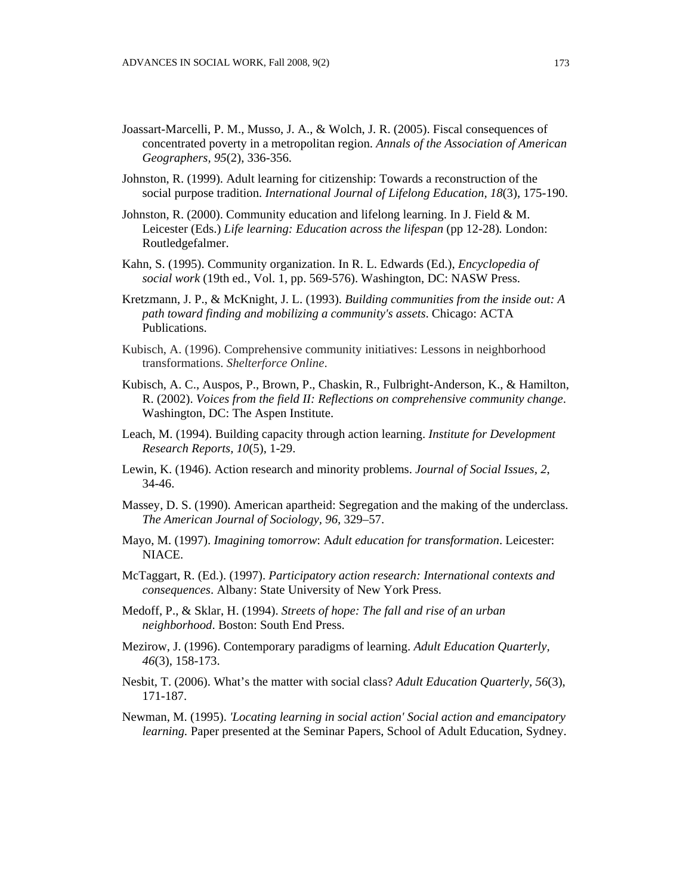Joassart-Marcelli, P. M., Musso, J. A., & Wolch, J. R. (2005). Fiscal consequences of concentrated poverty in a metropolitan region. *Annals of the Association of American Geographers, 95*(2), 336-356.

Johnston, R. (1999). Adult learning for citizenship: Towards a reconstruction of the social purpose tradition. *International Journal of Lifelong Education, 18*(3), 175-190.

Johnston, R. (2000). Community education and lifelong learning. In J. Field & M. Leicester (Eds.) *Life learning: Education across the lifespan* (pp 12-28). London: Routledgefalmer.

Kahn, S. (1995). Community organization. In R. L. Edwards (Ed.), *Encyclopedia of social work* (19th ed., Vol. 1, pp. 569-576). Washington, DC: NASW Press.

Kretzmann, J. P., & McKnight, J. L. (1993). *Building communities from the inside out: A path toward finding and mobilizing a community's assets*. Chicago: ACTA Publications.

Kubisch, A. (1996). Comprehensive community initiatives: Lessons in neighborhood transformations. *Shelterforce Online*.

Kubisch, A. C., Auspos, P., Brown, P., Chaskin, R., Fulbright-Anderson, K., & Hamilton, R. (2002). *Voices from the field II: Reflections on comprehensive community change*. Washington, DC: The Aspen Institute.

Leach, M. (1994). Building capacity through action learning. *Institute for Development Research Reports, 10*(5), 1-29.

Lewin, K. (1946). Action research and minority problems. *Journal of Social Issues, 2*, 34-46.

Massey, D. S. (1990). American apartheid: Segregation and the making of the underclass. *The American Journal of Sociology, 96*, 329–57.

Mayo, M. (1997). *Imagining tomorrow*: A*dult education for transformation*. Leicester: NIACE.

McTaggart, R. (Ed.). (1997). *Participatory action research: International contexts and consequences*. Albany: State University of New York Press.

Medoff, P., & Sklar, H. (1994). *Streets of hope: The fall and rise of an urban neighborhood*. Boston: South End Press.

Mezirow, J. (1996). Contemporary paradigms of learning. *Adult Education Quarterly, 46*(3), 158-173.

Nesbit, T. (2006). What's the matter with social class? *Adult Education Quarterly, 56*(3), 171-187.

Newman, M. (1995). *'Locating learning in social action' Social action and emancipatory learning.* Paper presented at the Seminar Papers, School of Adult Education, Sydney.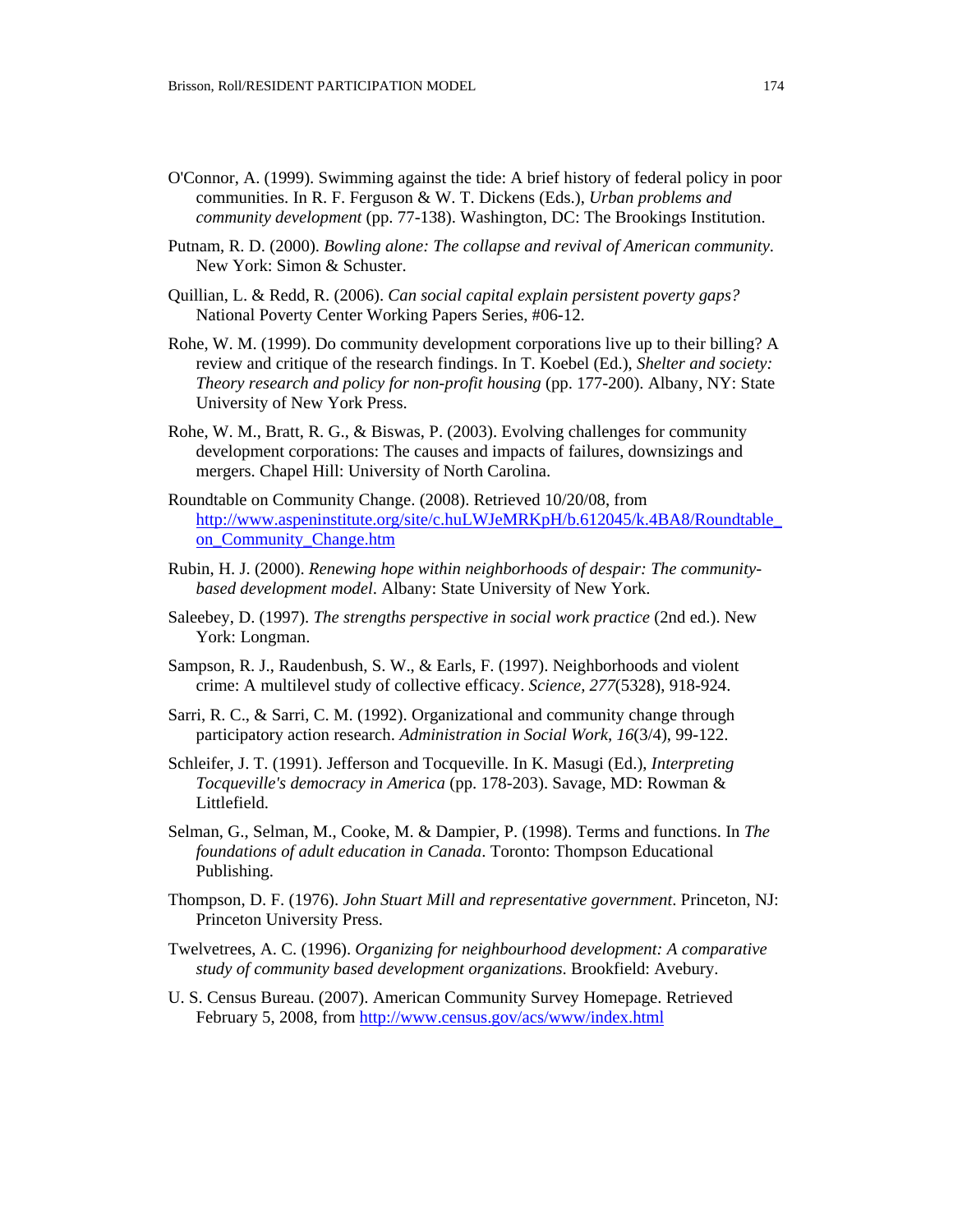O'Connor, A. (1999). Swimming against the tide: A brief history of federal policy in poor communities. In R. F. Ferguson & W. T. Dickens (Eds.), *Urban problems and community development* (pp. 77-138). Washington, DC: The Brookings Institution.

Putnam, R. D. (2000). *Bowling alone: The collapse and revival of American community*. New York: Simon & Schuster.

Quillian, L. & Redd, R. (2006). *Can social capital explain persistent poverty gaps?* National Poverty Center Working Papers Series, #06-12.

Rohe, W. M. (1999). Do community development corporations live up to their billing? A review and critique of the research findings. In T. Koebel (Ed.), *Shelter and society: Theory research and policy for non-profit housing* (pp. 177-200). Albany, NY: State University of New York Press.

Rohe, W. M., Bratt, R. G., & Biswas, P. (2003). Evolving challenges for community development corporations: The causes and impacts of failures, downsizings and mergers. Chapel Hill: University of North Carolina.

Roundtable on Community Change. (2008). Retrieved 10/20/08, from http://www.aspeninstitute.org/site/c.huLWJeMRKpH/b.612045/k.4BA8/Roundtable_on_Community_Change.htm

Rubin, H. J. (2000). *Renewing hope within neighborhoods of despair: The community-based development model*. Albany: State University of New York.

Saleebey, D. (1997). *The strengths perspective in social work practice* (2nd ed.). New York: Longman.

Sampson, R. J., Raudenbush, S. W., & Earls, F. (1997). Neighborhoods and violent crime: A multilevel study of collective efficacy. *Science, 277*(5328), 918-924.

Sarri, R. C., & Sarri, C. M. (1992). Organizational and community change through participatory action research. *Administration in Social Work, 16*(3/4), 99-122.

Schleifer, J. T. (1991). Jefferson and Tocqueville. In K. Masugi (Ed.), *Interpreting Tocqueville's democracy in America* (pp. 178-203). Savage, MD: Rowman & Littlefield.

Selman, G., Selman, M., Cooke, M. & Dampier, P. (1998). Terms and functions. In *The foundations of adult education in Canada*. Toronto: Thompson Educational Publishing.

Thompson, D. F. (1976). *John Stuart Mill and representative government*. Princeton, NJ: Princeton University Press.

Twelvetrees, A. C. (1996). *Organizing for neighbourhood development: A comparative study of community based development organizations*. Brookfield: Avebury.

U. S. Census Bureau. (2007). American Community Survey Homepage. Retrieved February 5, 2008, from http://www.census.gov/acs/www/index.html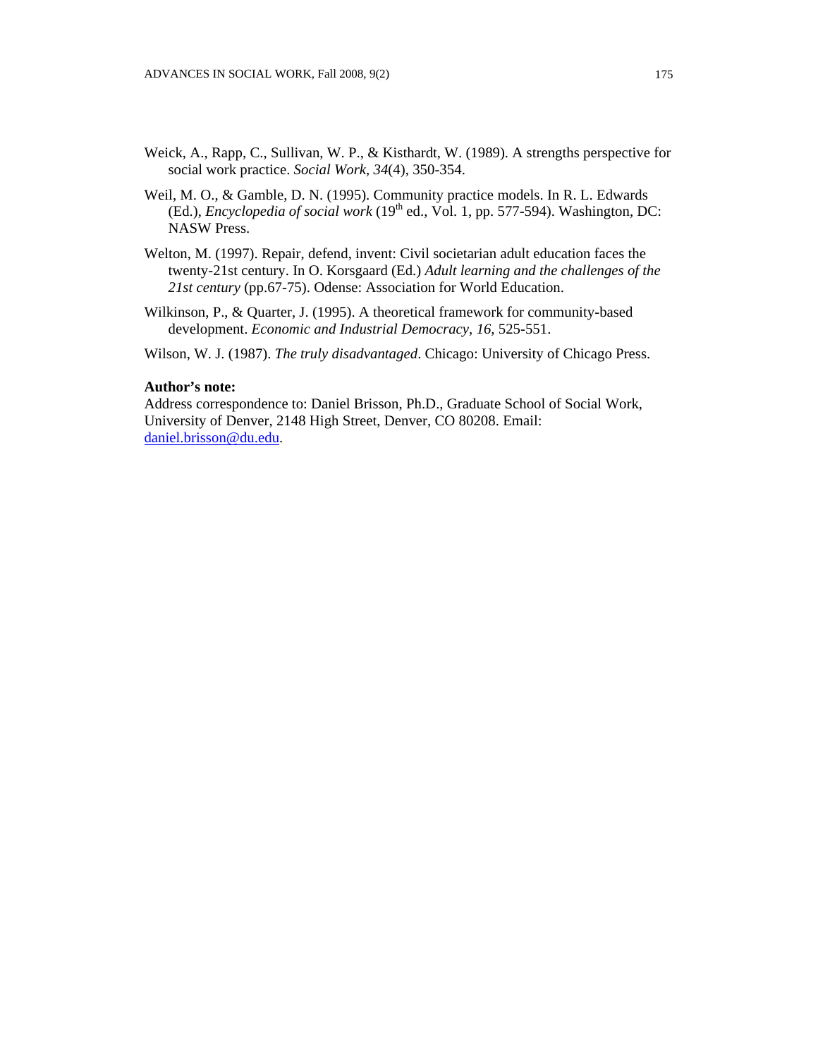Weick, A., Rapp, C., Sullivan, W. P., & Kisthardt, W. (1989). A strengths perspective for social work practice. *Social Work*, *34*(4), 350-354.

Weil, M. O., & Gamble, D. N. (1995). Community practice models. In R. L. Edwards (Ed.), *Encyclopedia of social work* (19th ed., Vol. 1, pp. 577-594). Washington, DC: NASW Press.

Welton, M. (1997). Repair, defend, invent: Civil societarian adult education faces the twenty-21st century. In O. Korsgaard (Ed.) *Adult learning and the challenges of the 21st century* (pp.67-75). Odense: Association for World Education.

Wilkinson, P., & Quarter, J. (1995). A theoretical framework for community-based development. *Economic and Industrial Democracy, 16*, 525-551.

Wilson, W. J. (1987). *The truly disadvantaged*. Chicago: University of Chicago Press.

**Author's note:**

Address correspondence to: Daniel Brisson, Ph.D., Graduate School of Social Work, University of Denver, 2148 High Street, Denver, CO 80208. Email: daniel.brisson@du.edu.